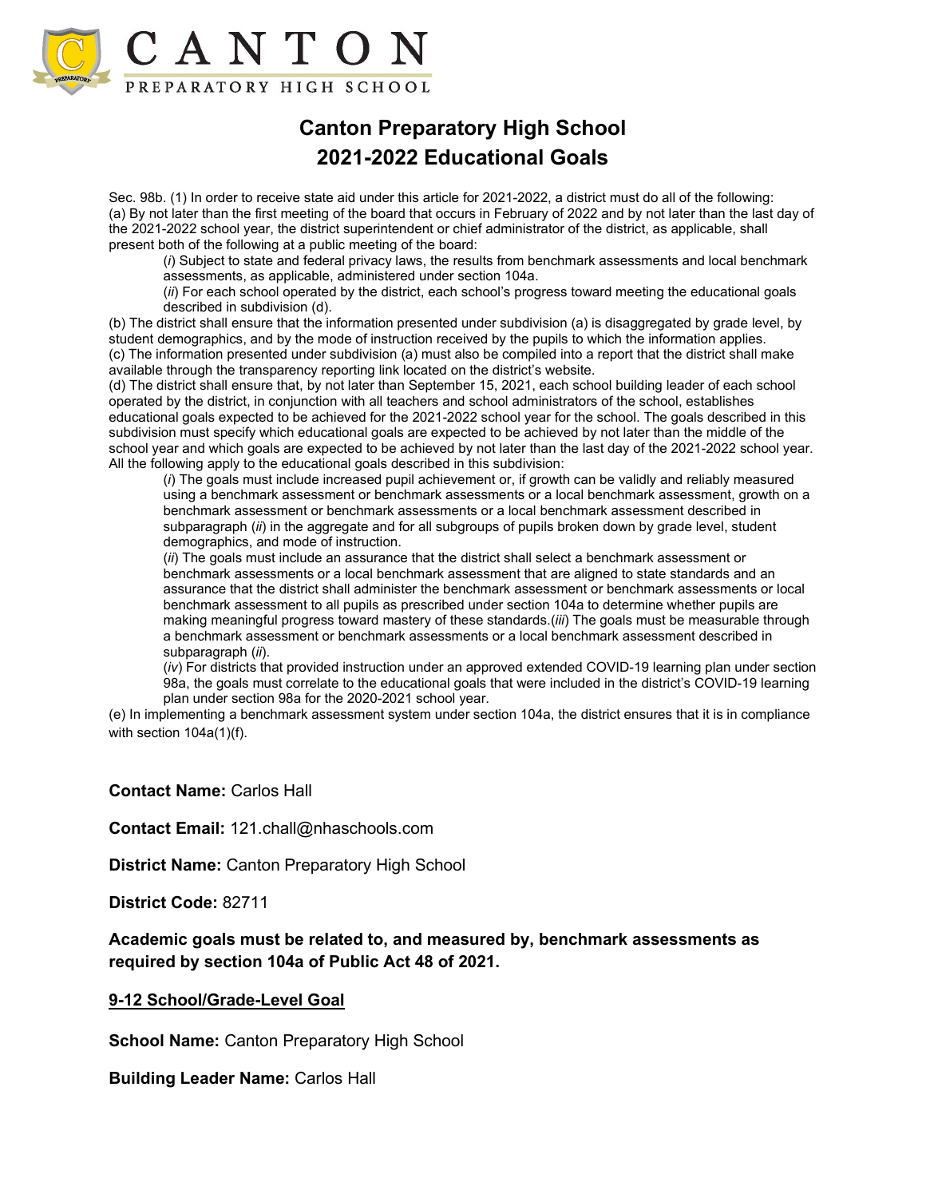# Canton Preparatory High School
# 2021-2022 Educational Goals

Sec. 98b. (1) In order to receive state aid under this article for 2021-2022, a district must do all of the following:
(a) By not later than the first meeting of the board that occurs in February of 2022 and by not later than the last day of the 2021-2022 school year, the district superintendent or chief administrator of the district, as applicable, shall present both of the following at a public meeting of the board:

> (*i*) Subject to state and federal privacy laws, the results from benchmark assessments and local benchmark assessments, as applicable, administered under section 104a.
> (*ii*) For each school operated by the district, each school's progress toward meeting the educational goals described in subdivision (d).

(b) The district shall ensure that the information presented under subdivision (a) is disaggregated by grade level, by student demographics, and by the mode of instruction received by the pupils to which the information applies.
(c) The information presented under subdivision (a) must also be compiled into a report that the district shall make available through the transparency reporting link located on the district's website.
(d) The district shall ensure that, by not later than September 15, 2021, each school building leader of each school operated by the district, in conjunction with all teachers and school administrators of the school, establishes educational goals expected to be achieved for the 2021-2022 school year for the school. The goals described in this subdivision must specify which educational goals are expected to be achieved by not later than the middle of the school year and which goals are expected to be achieved by not later than the last day of the 2021-2022 school year. All the following apply to the educational goals described in this subdivision:

> (*i*) The goals must include increased pupil achievement or, if growth can be validly and reliably measured using a benchmark assessment or benchmark assessments or a local benchmark assessment, growth on a benchmark assessment or benchmark assessments or a local benchmark assessment described in subparagraph (*ii*) in the aggregate and for all subgroups of pupils broken down by grade level, student demographics, and mode of instruction.
> (*ii*) The goals must include an assurance that the district shall select a benchmark assessment or benchmark assessments or a local benchmark assessment that are aligned to state standards and an assurance that the district shall administer the benchmark assessment or benchmark assessments or local benchmark assessment to all pupils as prescribed under section 104a to determine whether pupils are making meaningful progress toward mastery of these standards.(*iii*) The goals must be measurable through a benchmark assessment or benchmark assessments or a local benchmark assessment described in subparagraph (*ii*).
> (*iv*) For districts that provided instruction under an approved extended COVID-19 learning plan under section 98a, the goals must correlate to the educational goals that were included in the district's COVID-19 learning plan under section 98a for the 2020-2021 school year.

(e) In implementing a benchmark assessment system under section 104a, the district ensures that it is in compliance with section 104a(1)(f).

**Contact Name:** Carlos Hall

**Contact Email:** 121.chall@nhaschools.com

**District Name:** Canton Preparatory High School

**District Code:** 82711

**Academic goals must be related to, and measured by, benchmark assessments as required by section 104a of Public Act 48 of 2021.**

**9-12 School/Grade-Level Goal**

**School Name:** Canton Preparatory High School

**Building Leader Name:** Carlos Hall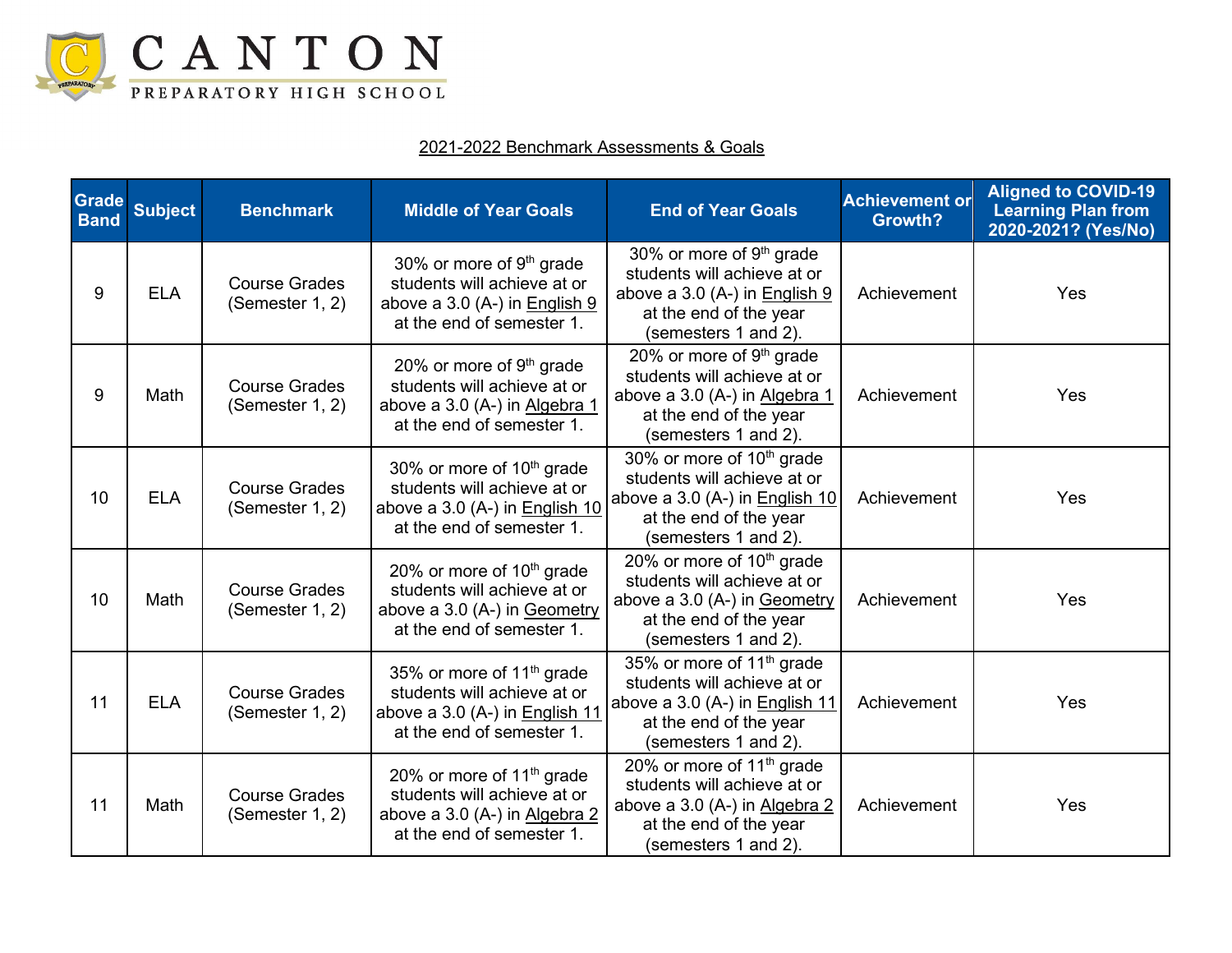CANTON

PREPARATORY HIGH SCHOOL

2021-2022 Benchmark Assessments & Goals

| Grade Band | Subject | Benchmark | Middle of Year Goals | End of Year Goals | Achievement or Growth? | Aligned to COVID-19 Learning Plan from 2020-2021? (Yes/No) |
|---|---|---|---|---|---|---|
| 9 | ELA | Course Grades (Semester 1, 2) | 30% or more of 9th grade students will achieve at or above a 3.0 (A-) in English 9 at the end of semester 1. | 30% or more of 9th grade students will achieve at or above a 3.0 (A-) in English 9 at the end of the year (semesters 1 and 2). | Achievement | Yes |
| 9 | Math | Course Grades (Semester 1, 2) | 20% or more of 9th grade students will achieve at or above a 3.0 (A-) in Algebra 1 at the end of semester 1. | 20% or more of 9th grade students will achieve at or above a 3.0 (A-) in Algebra 1 at the end of the year (semesters 1 and 2). | Achievement | Yes |
| 10 | ELA | Course Grades (Semester 1, 2) | 30% or more of 10th grade students will achieve at or above a 3.0 (A-) in English 10 at the end of semester 1. | 30% or more of 10th grade students will achieve at or above a 3.0 (A-) in English 10 at the end of the year (semesters 1 and 2). | Achievement | Yes |
| 10 | Math | Course Grades (Semester 1, 2) | 20% or more of 10th grade students will achieve at or above a 3.0 (A-) in Geometry at the end of semester 1. | 20% or more of 10th grade students will achieve at or above a 3.0 (A-) in Geometry at the end of the year (semesters 1 and 2). | Achievement | Yes |
| 11 | ELA | Course Grades (Semester 1, 2) | 35% or more of 11th grade students will achieve at or above a 3.0 (A-) in English 11 at the end of semester 1. | 35% or more of 11th grade students will achieve at or above a 3.0 (A-) in English 11 at the end of the year (semesters 1 and 2). | Achievement | Yes |
| 11 | Math | Course Grades (Semester 1, 2) | 20% or more of 11th grade students will achieve at or above a 3.0 (A-) in Algebra 2 at the end of semester 1. | 20% or more of 11th grade students will achieve at or above a 3.0 (A-) in Algebra 2 at the end of the year (semesters 1 and 2). | Achievement | Yes |